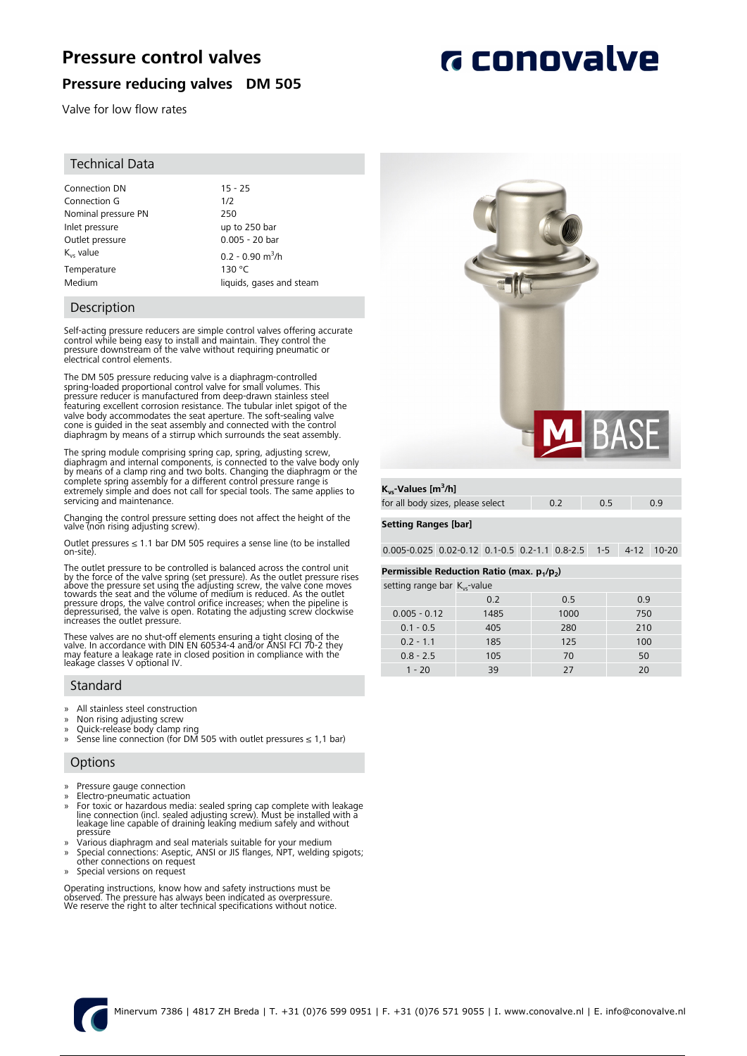# Pressure control valves

## Pressure reducing valves DM 505

Valve for low flow rates

### Technical Data

| | |
|---|---|
| Connection DN | 15 - 25 |
| Connection G | 1/2 |
| Nominal pressure PN | 250 |
| Inlet pressure | up to 250 bar |
| Outlet pressure | 0.005 - 20 bar |
| $K_{vs}$ value | 0.2 - 0.90 $m^3/h$ |
| Temperature | 130 °C |
| Medium | liquids, gases and steam |

### Description

Self-acting pressure reducers are simple control valves offering accurate control while being easy to install and maintain. They control the pressure downstream of the valve without requiring pneumatic or electrical control elements.

The DM 505 pressure reducing valve is a diaphragm-controlled spring-loaded proportional control valve for small volumes. This pressure reducer is manufactured from deep-drawn stainless steel featuring excellent corrosion resistance. The tubular inlet spigot of the valve body accommodates the seat aperture. The soft-sealing valve cone is guided in the seat assembly and connected with the control diaphragm by means of a stirrup which surrounds the seat assembly.

The spring module comprising spring cap, spring, adjusting screw, diaphragm and internal components, is connected to the valve body only by means of a clamp ring and two bolts. Changing the diaphragm or the complete spring assembly for a different control pressure range is extremely simple and does not call for special tools. The same applies to servicing and maintenance.

Changing the control pressure setting does not affect the height of the valve (non rising adjusting screw).

Outlet pressures ≤ 1.1 bar DM 505 requires a sense line (to be installed on-site).

The outlet pressure to be controlled is balanced across the control unit by the force of the valve spring (set pressure). As the outlet pressure rises above the pressure set using the adjusting screw, the valve cone moves towards the seat and the volume of medium is reduced. As the outlet pressure drops, the valve control orifice increases; when the pipeline is depressurised, the valve is open. Rotating the adjusting screw clockwise increases the outlet pressure.

These valves are no shut-off elements ensuring a tight closing of the valve. In accordance with DIN EN 60534-4 and/or ANSI FCI 70-2 they may feature a leakage rate in closed position in compliance with the leakage classes V optional IV.

### Standard

- All stainless steel construction
- Non rising adjusting screw
- Quick-release body clamp ring
- Sense line connection (for DM 505 with outlet pressures ≤ 1,1 bar)

### Options

- Pressure gauge connection
- Electro-pneumatic actuation
- For toxic or hazardous media: sealed spring cap complete with leakage line connection (incl. sealed adjusting screw). Must be installed with a leakage line capable of draining leaking medium safely and without pressure
- Various diaphragm and seal materials suitable for your medium
- Special connections: Aseptic, ANSI or JIS flanges, NPT, welding spigots; other connections on request
- Special versions on request

Operating instructions, know how and safety instructions must be observed. The pressure has always been indicated as overpressure. We reserve the right to alter technical specifications without notice.

**$K_{vs}$-Values [$m^3/h$]**

| | | | |
|---|---|---|---|
| for all body sizes, please select | 0.2 | 0.5 | 0.9 |

**Setting Ranges [bar]**

| | | | | | | | |
|---|---|---|---|---|---|---|---|
| 0.005-0.025 | 0.02-0.12 | 0.1-0.5 | 0.2-1.1 | 0.8-2.5 | 1-5 | 4-12 | 10-20 |

**Permissible Reduction Ratio (max. $p_1/p_2$)**

| setting range bar | $K_{vs}$-value | | |
|---|---|---|---|
| | 0.2 | 0.5 | 0.9 |
| 0.005 - 0.12 | 1485 | 1000 | 750 |
| 0.1 - 0.5 | 405 | 280 | 210 |
| 0.2 - 1.1 | 185 | 125 | 100 |
| 0.8 - 2.5 | 105 | 70 | 50 |
| 1 - 20 | 39 | 27 | 20 |

Minervum 7386 | 4817 ZH Breda | T. +31 (0)76 599 0951 | F. +31 (0)76 571 9055 | I. www.conovalve.nl | E. info@conovalve.nl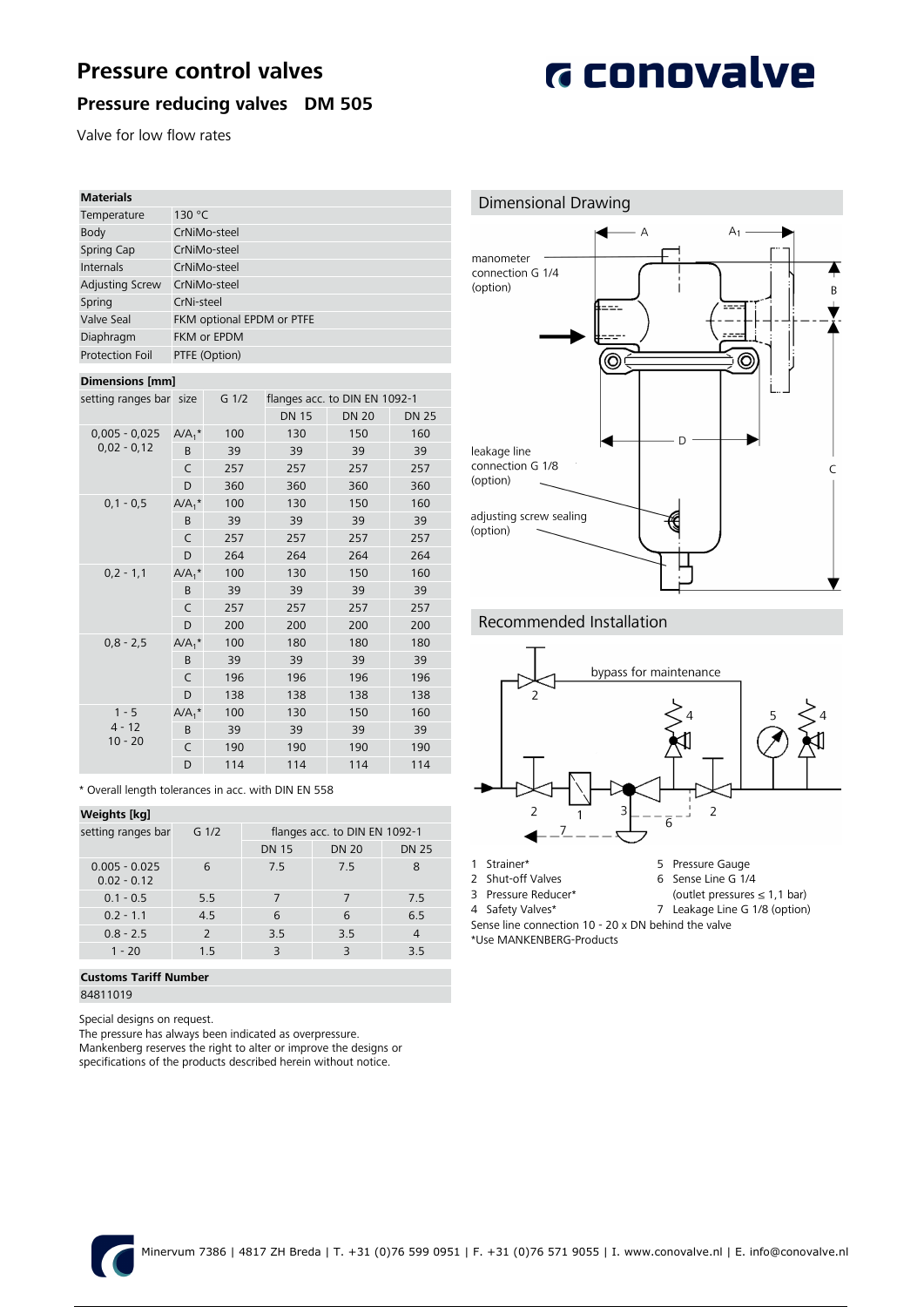# Pressure control valves

## Pressure reducing valves DM 505

Valve for low flow rates

| Materials | |
|---|---|
| Temperature | 130 °C |
| Body | CrNiMo-steel |
| Spring Cap | CrNiMo-steel |
| Internals | CrNiMo-steel |
| Adjusting Screw | CrNiMo-steel |
| Spring | CrNi-steel |
| Valve Seal | FKM optional EPDM or PTFE |
| Diaphragm | FKM or EPDM |
| Protection Foil | PTFE (Option) |

**Dimensions [mm]**

| setting ranges bar | size | G 1/2 | flanges acc. to DIN EN 1092-1 | | |
|---|---|---|---|---|---|
| | | | DN 15 | DN 20 | DN 25 |
| 0,005 - 0,025<br>0,02 - 0,12 | A/A1* | 100 | 130 | 150 | 160 |
| | B | 39 | 39 | 39 | 39 |
| | C | 257 | 257 | 257 | 257 |
| | D | 360 | 360 | 360 | 360 |
| 0,1 - 0,5 | A/A1* | 100 | 130 | 150 | 160 |
| | B | 39 | 39 | 39 | 39 |
| | C | 257 | 257 | 257 | 257 |
| | D | 264 | 264 | 264 | 264 |
| 0,2 - 1,1 | A/A1* | 100 | 130 | 150 | 160 |
| | B | 39 | 39 | 39 | 39 |
| | C | 257 | 257 | 257 | 257 |
| | D | 200 | 200 | 200 | 200 |
| 0,8 - 2,5 | A/A1* | 100 | 180 | 180 | 180 |
| | B | 39 | 39 | 39 | 39 |
| | C | 196 | 196 | 196 | 196 |
| | D | 138 | 138 | 138 | 138 |
| 1 - 5<br>4 - 12<br>10 - 20 | A/A1* | 100 | 130 | 150 | 160 |
| | B | 39 | 39 | 39 | 39 |
| | C | 190 | 190 | 190 | 190 |
| | D | 114 | 114 | 114 | 114 |

* Overall length tolerances in acc. with DIN EN 558

**Weights [kg]**

| setting ranges bar | G 1/2 | flanges acc. to DIN EN 1092-1 | | |
|---|---|---|---|---|
| | | DN 15 | DN 20 | DN 25 |
| 0.005 - 0.025<br>0.02 - 0.12 | 6 | 7.5 | 7.5 | 8 |
| 0.1 - 0.5 | 5.5 | 7 | 7 | 7.5 |
| 0.2 - 1.1 | 4.5 | 6 | 6 | 6.5 |
| 0.8 - 2.5 | 2 | 3.5 | 3.5 | 4 |
| 1 - 20 | 1.5 | 3 | 3 | 3.5 |

**Customs Tariff Number**

84811019

Special designs on request.
The pressure has always been indicated as overpressure.
Mankenberg reserves the right to alter or improve the designs or specifications of the products described herein without notice.

## Dimensional Drawing

A, A1, B, C, D

manometer connection G 1/4 (option)

leakage line connection G 1/8 (option)

adjusting screw sealing (option)

## Recommended Installation

bypass for maintenance

1 Strainer*
2 Shut-off Valves
3 Pressure Reducer*
4 Safety Valves*
5 Pressure Gauge
6 Sense Line G 1/4 (outlet pressures ≤ 1,1 bar)
7 Leakage Line G 1/8 (option)

Sense line connection 10 - 20 x DN behind the valve

*Use MANKENBERG-Products

Minervum 7386 | 4817 ZH Breda | T. +31 (0)76 599 0951 | F. +31 (0)76 571 9055 | I. www.conovalve.nl | E. info@conovalve.nl